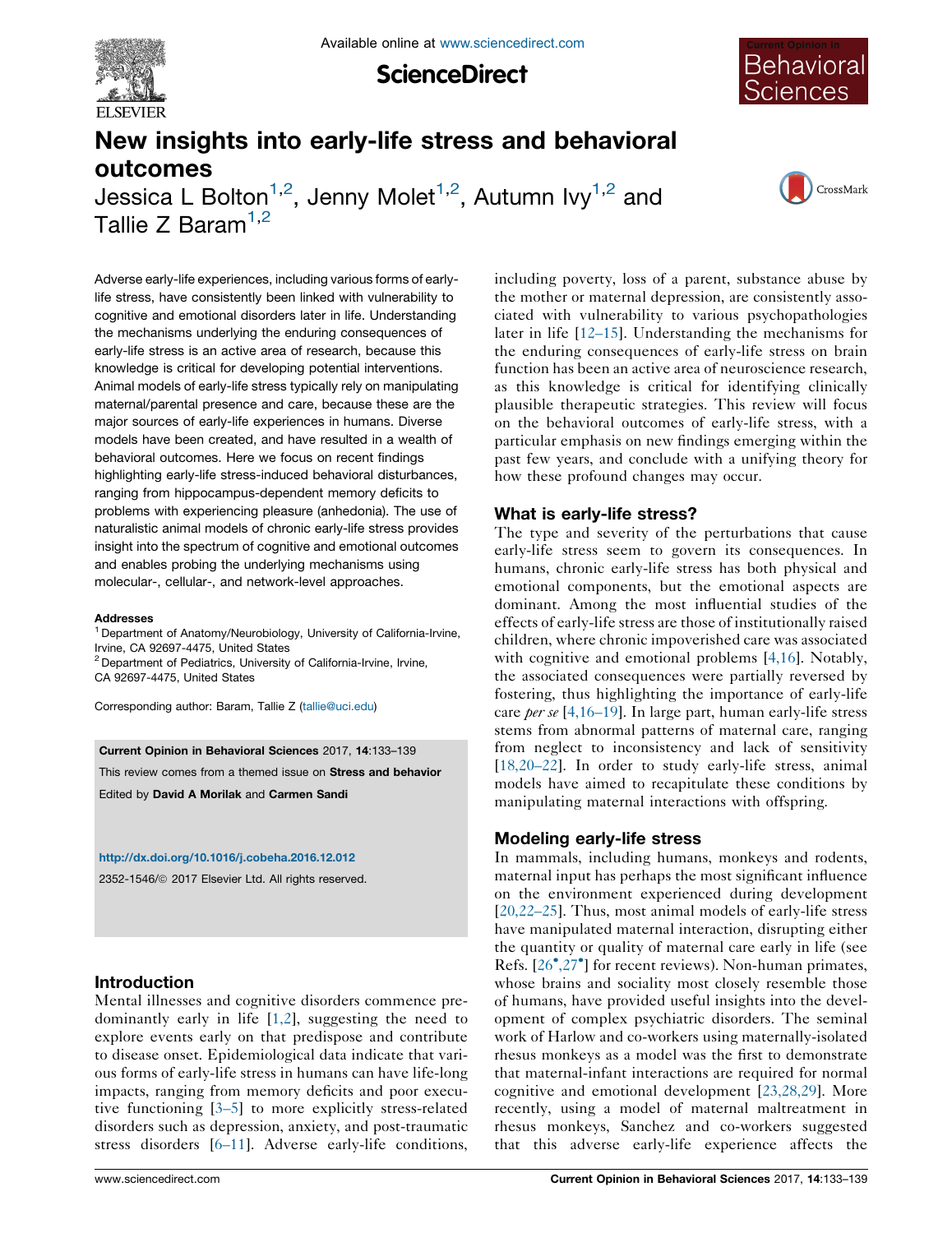# New insights into early-life stress and behavioral outcomes

Jessica L Bolton[1,2], Jenny Molet[1,2], Autumn Ivy[1,2] and Tallie Z Baram[1,2]

Adverse early-life experiences, including various forms of early-life stress, have consistently been linked with vulnerability to cognitive and emotional disorders later in life. Understanding the mechanisms underlying the enduring consequences of early-life stress is an active area of research, because this knowledge is critical for developing potential interventions. Animal models of early-life stress typically rely on manipulating maternal/parental presence and care, because these are the major sources of early-life experiences in humans. Diverse models have been created, and have resulted in a wealth of behavioral outcomes. Here we focus on recent findings highlighting early-life stress-induced behavioral disturbances, ranging from hippocampus-dependent memory deficits to problems with experiencing pleasure (anhedonia). The use of naturalistic animal models of chronic early-life stress provides insight into the spectrum of cognitive and emotional outcomes and enables probing the underlying mechanisms using molecular-, cellular-, and network-level approaches.

**Addresses**

[1] Department of Anatomy/Neurobiology, University of California-Irvine, Irvine, CA 92697-4475, United States

[2] Department of Pediatrics, University of California-Irvine, Irvine, CA 92697-4475, United States

Corresponding author: Baram, Tallie Z (tallie@uci.edu)

**Current Opinion in Behavioral Sciences** 2017, **14**:133–139

This review comes from a themed issue on **Stress and behavior**

Edited by **David A Morilak** and **Carmen Sandi**

http://dx.doi.org/10.1016/j.cobeha.2016.12.012

2352-1546/© 2017 Elsevier Ltd. All rights reserved.

## Introduction

Mental illnesses and cognitive disorders commence predominantly early in life [1,2], suggesting the need to explore events early on that predispose and contribute to disease onset. Epidemiological data indicate that various forms of early-life stress in humans can have life-long impacts, ranging from memory deficits and poor executive functioning [3–5] to more explicitly stress-related disorders such as depression, anxiety, and post-traumatic stress disorders [6–11]. Adverse early-life conditions, including poverty, loss of a parent, substance abuse by the mother or maternal depression, are consistently associated with vulnerability to various psychopathologies later in life [12–15]. Understanding the mechanisms for the enduring consequences of early-life stress on brain function has been an active area of neuroscience research, as this knowledge is critical for identifying clinically plausible therapeutic strategies. This review will focus on the behavioral outcomes of early-life stress, with a particular emphasis on new findings emerging within the past few years, and conclude with a unifying theory for how these profound changes may occur.

## What is early-life stress?

The type and severity of the perturbations that cause early-life stress seem to govern its consequences. In humans, chronic early-life stress has both physical and emotional components, but the emotional aspects are dominant. Among the most influential studies of the effects of early-life stress are those of institutionally raised children, where chronic impoverished care was associated with cognitive and emotional problems [4,16]. Notably, the associated consequences were partially reversed by fostering, thus highlighting the importance of early-life care *per se* [4,16–19]. In large part, human early-life stress stems from abnormal patterns of maternal care, ranging from neglect to inconsistency and lack of sensitivity [18,20–22]. In order to study early-life stress, animal models have aimed to recapitulate these conditions by manipulating maternal interactions with offspring.

## Modeling early-life stress

In mammals, including humans, monkeys and rodents, maternal input has perhaps the most significant influence on the environment experienced during development [20,22–25]. Thus, most animal models of early-life stress have manipulated maternal interaction, disrupting either the quantity or quality of maternal care early in life (see Refs. [26•,27•] for recent reviews). Non-human primates, whose brains and sociality most closely resemble those of humans, have provided useful insights into the development of complex psychiatric disorders. The seminal work of Harlow and co-workers using maternally-isolated rhesus monkeys as a model was the first to demonstrate that maternal-infant interactions are required for normal cognitive and emotional development [23,28,29]. More recently, using a model of maternal maltreatment in rhesus monkeys, Sanchez and co-workers suggested that this adverse early-life experience affects the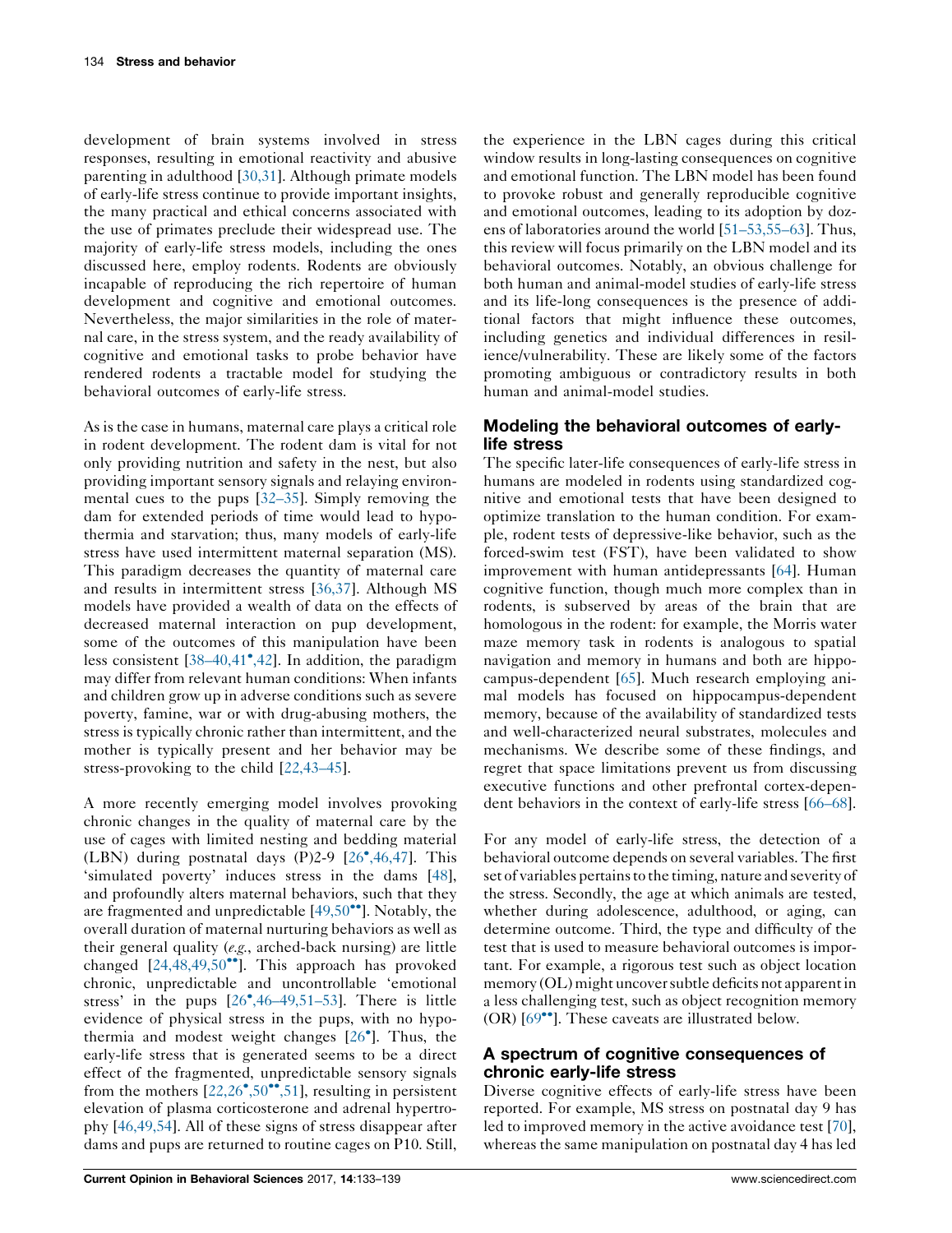development of brain systems involved in stress responses, resulting in emotional reactivity and abusive parenting in adulthood [30,31]. Although primate models of early-life stress continue to provide important insights, the many practical and ethical concerns associated with the use of primates preclude their widespread use. The majority of early-life stress models, including the ones discussed here, employ rodents. Rodents are obviously incapable of reproducing the rich repertoire of human development and cognitive and emotional outcomes. Nevertheless, the major similarities in the role of maternal care, in the stress system, and the ready availability of cognitive and emotional tasks to probe behavior have rendered rodents a tractable model for studying the behavioral outcomes of early-life stress.

As is the case in humans, maternal care plays a critical role in rodent development. The rodent dam is vital for not only providing nutrition and safety in the nest, but also providing important sensory signals and relaying environmental cues to the pups [32–35]. Simply removing the dam for extended periods of time would lead to hypothermia and starvation; thus, many models of early-life stress have used intermittent maternal separation (MS). This paradigm decreases the quantity of maternal care and results in intermittent stress [36,37]. Although MS models have provided a wealth of data on the effects of decreased maternal interaction on pup development, some of the outcomes of this manipulation have been less consistent [38–40,41•,42]. In addition, the paradigm may differ from relevant human conditions: When infants and children grow up in adverse conditions such as severe poverty, famine, war or with drug-abusing mothers, the stress is typically chronic rather than intermittent, and the mother is typically present and her behavior may be stress-provoking to the child [22,43–45].

A more recently emerging model involves provoking chronic changes in the quality of maternal care by the use of cages with limited nesting and bedding material (LBN) during postnatal days (P)2-9 [26•,46,47]. This 'simulated poverty' induces stress in the dams [48], and profoundly alters maternal behaviors, such that they are fragmented and unpredictable [49,50••]. Notably, the overall duration of maternal nurturing behaviors as well as their general quality (*e.g.*, arched-back nursing) are little changed [24,48,49,50••]. This approach has provoked chronic, unpredictable and uncontrollable 'emotional stress' in the pups [26•,46–49,51–53]. There is little evidence of physical stress in the pups, with no hypothermia and modest weight changes [26•]. Thus, the early-life stress that is generated seems to be a direct effect of the fragmented, unpredictable sensory signals from the mothers [22,26•,50••,51], resulting in persistent elevation of plasma corticosterone and adrenal hypertrophy [46,49,54]. All of these signs of stress disappear after dams and pups are returned to routine cages on P10. Still, the experience in the LBN cages during this critical window results in long-lasting consequences on cognitive and emotional function. The LBN model has been found to provoke robust and generally reproducible cognitive and emotional outcomes, leading to its adoption by dozens of laboratories around the world [51–53,55–63]. Thus, this review will focus primarily on the LBN model and its behavioral outcomes. Notably, an obvious challenge for both human and animal-model studies of early-life stress and its life-long consequences is the presence of additional factors that might influence these outcomes, including genetics and individual differences in resilience/vulnerability. These are likely some of the factors promoting ambiguous or contradictory results in both human and animal-model studies.

## Modeling the behavioral outcomes of early-life stress

The specific later-life consequences of early-life stress in humans are modeled in rodents using standardized cognitive and emotional tests that have been designed to optimize translation to the human condition. For example, rodent tests of depressive-like behavior, such as the forced-swim test (FST), have been validated to show improvement with human antidepressants [64]. Human cognitive function, though much more complex than in rodents, is subserved by areas of the brain that are homologous in the rodent: for example, the Morris water maze memory task in rodents is analogous to spatial navigation and memory in humans and both are hippocampus-dependent [65]. Much research employing animal models has focused on hippocampus-dependent memory, because of the availability of standardized tests and well-characterized neural substrates, molecules and mechanisms. We describe some of these findings, and regret that space limitations prevent us from discussing executive functions and other prefrontal cortex-dependent behaviors in the context of early-life stress [66–68].

For any model of early-life stress, the detection of a behavioral outcome depends on several variables. The first set of variables pertains to the timing, nature and severity of the stress. Secondly, the age at which animals are tested, whether during adolescence, adulthood, or aging, can determine outcome. Third, the type and difficulty of the test that is used to measure behavioral outcomes is important. For example, a rigorous test such as object location memory (OL) might uncover subtle deficits not apparent in a less challenging test, such as object recognition memory (OR) [69••]. These caveats are illustrated below.

## A spectrum of cognitive consequences of chronic early-life stress

Diverse cognitive effects of early-life stress have been reported. For example, MS stress on postnatal day 9 has led to improved memory in the active avoidance test [70], whereas the same manipulation on postnatal day 4 has led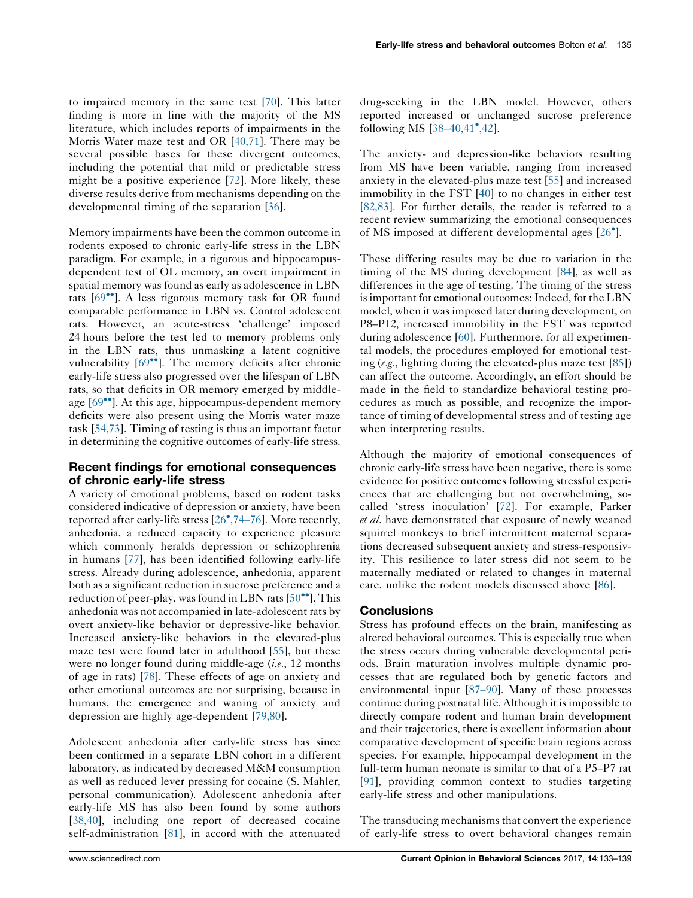to impaired memory in the same test [70]. This latter finding is more in line with the majority of the MS literature, which includes reports of impairments in the Morris Water maze test and OR [40,71]. There may be several possible bases for these divergent outcomes, including the potential that mild or predictable stress might be a positive experience [72]. More likely, these diverse results derive from mechanisms depending on the developmental timing of the separation [36].

Memory impairments have been the common outcome in rodents exposed to chronic early-life stress in the LBN paradigm. For example, in a rigorous and hippocampus-dependent test of OL memory, an overt impairment in spatial memory was found as early as adolescence in LBN rats [69••]. A less rigorous memory task for OR found comparable performance in LBN vs. Control adolescent rats. However, an acute-stress 'challenge' imposed 24 hours before the test led to memory problems only in the LBN rats, thus unmasking a latent cognitive vulnerability [69••]. The memory deficits after chronic early-life stress also progressed over the lifespan of LBN rats, so that deficits in OR memory emerged by middle-age [69••]. At this age, hippocampus-dependent memory deficits were also present using the Morris water maze task [54,73]. Timing of testing is thus an important factor in determining the cognitive outcomes of early-life stress.

## Recent findings for emotional consequences of chronic early-life stress

A variety of emotional problems, based on rodent tasks considered indicative of depression or anxiety, have been reported after early-life stress [26•,74–76]. More recently, anhedonia, a reduced capacity to experience pleasure which commonly heralds depression or schizophrenia in humans [77], has been identified following early-life stress. Already during adolescence, anhedonia, apparent both as a significant reduction in sucrose preference and a reduction of peer-play, was found in LBN rats [50••]. This anhedonia was not accompanied in late-adolescent rats by overt anxiety-like behavior or depressive-like behavior. Increased anxiety-like behaviors in the elevated-plus maze test were found later in adulthood [55], but these were no longer found during middle-age (*i.e.*, 12 months of age in rats) [78]. These effects of age on anxiety and other emotional outcomes are not surprising, because in humans, the emergence and waning of anxiety and depression are highly age-dependent [79,80].

Adolescent anhedonia after early-life stress has since been confirmed in a separate LBN cohort in a different laboratory, as indicated by decreased M&M consumption as well as reduced lever pressing for cocaine (S. Mahler, personal communication). Adolescent anhedonia after early-life MS has also been found by some authors [38,40], including one report of decreased cocaine self-administration [81], in accord with the attenuated drug-seeking in the LBN model. However, others reported increased or unchanged sucrose preference following MS [38–40,41•,42].

The anxiety- and depression-like behaviors resulting from MS have been variable, ranging from increased anxiety in the elevated-plus maze test [55] and increased immobility in the FST [40] to no changes in either test [82,83]. For further details, the reader is referred to a recent review summarizing the emotional consequences of MS imposed at different developmental ages [26•].

These differing results may be due to variation in the timing of the MS during development [84], as well as differences in the age of testing. The timing of the stress is important for emotional outcomes: Indeed, for the LBN model, when it was imposed later during development, on P8–P12, increased immobility in the FST was reported during adolescence [60]. Furthermore, for all experimental models, the procedures employed for emotional testing (*e.g.*, lighting during the elevated-plus maze test [85]) can affect the outcome. Accordingly, an effort should be made in the field to standardize behavioral testing procedures as much as possible, and recognize the importance of timing of developmental stress and of testing age when interpreting results.

Although the majority of emotional consequences of chronic early-life stress have been negative, there is some evidence for positive outcomes following stressful experiences that are challenging but not overwhelming, so-called 'stress inoculation' [72]. For example, Parker *et al.* have demonstrated that exposure of newly weaned squirrel monkeys to brief intermittent maternal separations decreased subsequent anxiety and stress-responsivity. This resilience to later stress did not seem to be maternally mediated or related to changes in maternal care, unlike the rodent models discussed above [86].

## Conclusions

Stress has profound effects on the brain, manifesting as altered behavioral outcomes. This is especially true when the stress occurs during vulnerable developmental periods. Brain maturation involves multiple dynamic processes that are regulated both by genetic factors and environmental input [87–90]. Many of these processes continue during postnatal life. Although it is impossible to directly compare rodent and human brain development and their trajectories, there is excellent information about comparative development of specific brain regions across species. For example, hippocampal development in the full-term human neonate is similar to that of a P5–P7 rat [91], providing common context to studies targeting early-life stress and other manipulations.

The transducing mechanisms that convert the experience of early-life stress to overt behavioral changes remain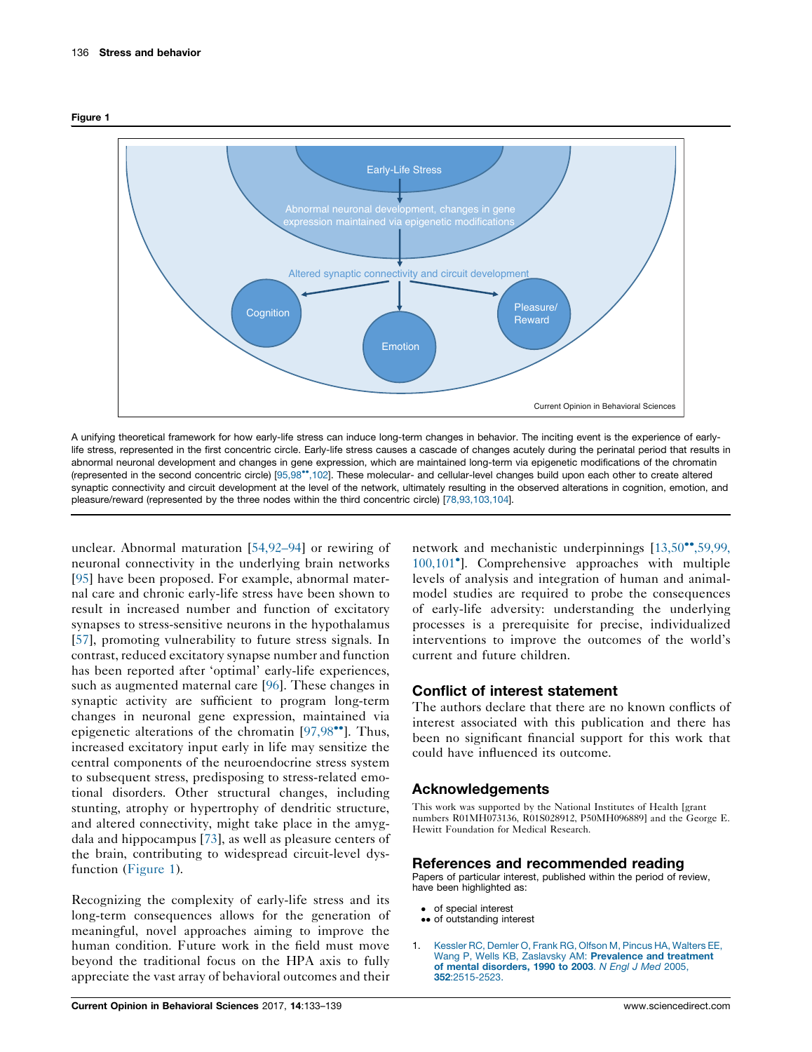**Figure 1**

Early-Life Stress

Abnormal neuronal development, changes in gene expression maintained via epigenetic modifications

Altered synaptic connectivity and circuit development

Cognition

Emotion

Pleasure/ Reward

A unifying theoretical framework for how early-life stress can induce long-term changes in behavior. The inciting event is the experience of early-life stress, represented in the first concentric circle. Early-life stress causes a cascade of changes acutely during the perinatal period that results in abnormal neuronal development and changes in gene expression, which are maintained long-term via epigenetic modifications of the chromatin (represented in the second concentric circle) [95,98••,102]. These molecular- and cellular-level changes build upon each other to create altered synaptic connectivity and circuit development at the level of the network, ultimately resulting in the observed alterations in cognition, emotion, and pleasure/reward (represented by the three nodes within the third concentric circle) [78,93,103,104].

unclear. Abnormal maturation [54,92–94] or rewiring of neuronal connectivity in the underlying brain networks [95] have been proposed. For example, abnormal maternal care and chronic early-life stress have been shown to result in increased number and function of excitatory synapses to stress-sensitive neurons in the hypothalamus [57], promoting vulnerability to future stress signals. In contrast, reduced excitatory synapse number and function has been reported after 'optimal' early-life experiences, such as augmented maternal care [96]. These changes in synaptic activity are sufficient to program long-term changes in neuronal gene expression, maintained via epigenetic alterations of the chromatin [97,98••]. Thus, increased excitatory input early in life may sensitize the central components of the neuroendocrine stress system to subsequent stress, predisposing to stress-related emotional disorders. Other structural changes, including stunting, atrophy or hypertrophy of dendritic structure, and altered connectivity, might take place in the amygdala and hippocampus [73], as well as pleasure centers of the brain, contributing to widespread circuit-level dysfunction (Figure 1).

Recognizing the complexity of early-life stress and its long-term consequences allows for the generation of meaningful, novel approaches aiming to improve the human condition. Future work in the field must move beyond the traditional focus on the HPA axis to fully appreciate the vast array of behavioral outcomes and their network and mechanistic underpinnings [13,50••,59,99,100,101•]. Comprehensive approaches with multiple levels of analysis and integration of human and animal-model studies are required to probe the consequences of early-life adversity: understanding the underlying processes is a prerequisite for precise, individualized interventions to improve the outcomes of the world's current and future children.

## Conflict of interest statement

The authors declare that there are no known conflicts of interest associated with this publication and there has been no significant financial support for this work that could have influenced its outcome.

## Acknowledgements

This work was supported by the National Institutes of Health [grant numbers R01MH073136, R01S028912, P50MH096889] and the George E. Hewitt Foundation for Medical Research.

## References and recommended reading

Papers of particular interest, published within the period of review, have been highlighted as:

- • of special interest
- •• of outstanding interest

1. Kessler RC, Demler O, Frank RG, Olfson M, Pincus HA, Walters EE, Wang P, Wells KB, Zaslavsky AM: **Prevalence and treatment of mental disorders, 1990 to 2003**. *N Engl J Med* 2005, **352**:2515-2523.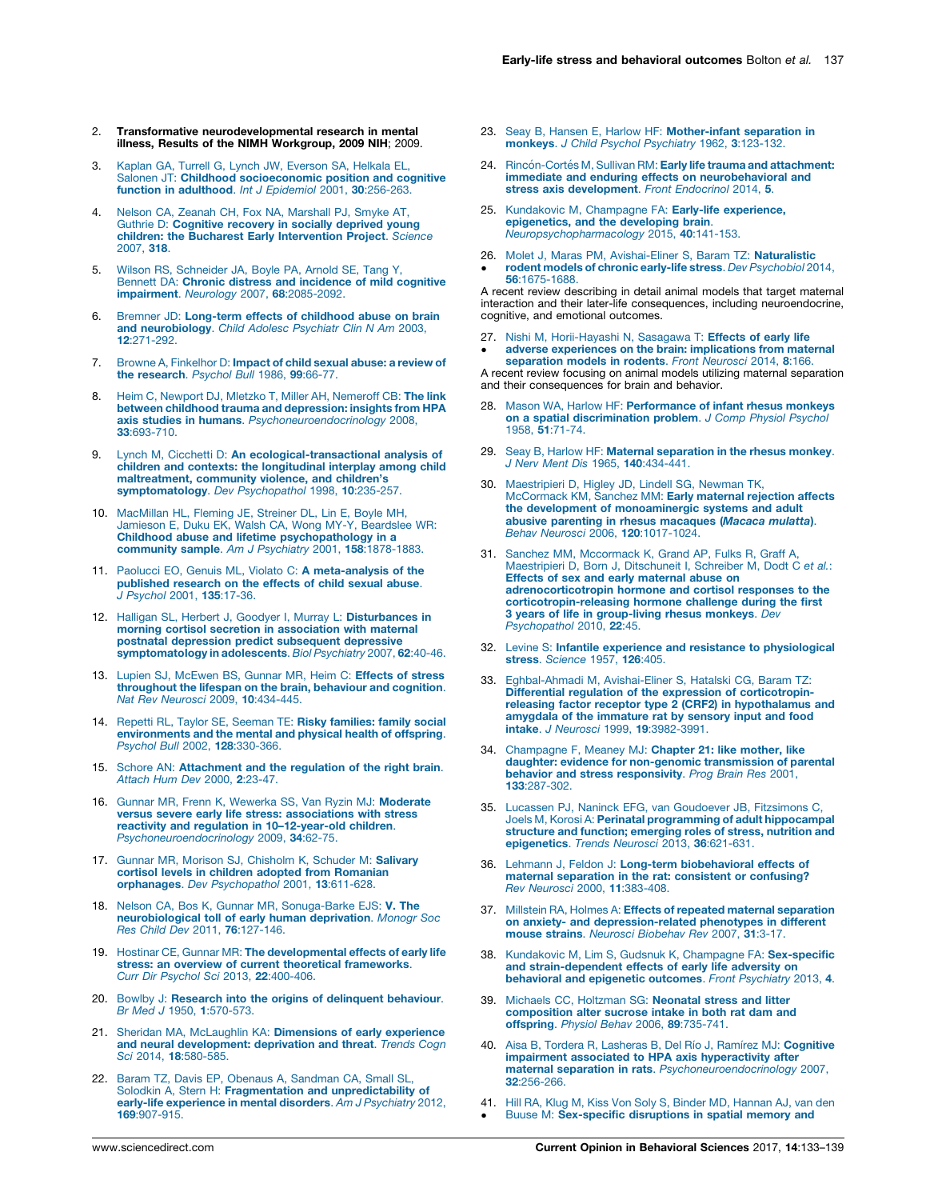2. **Transformative neurodevelopmental research in mental illness, Results of the NIMH Workgroup, 2009 NIH**; 2009.

3. Kaplan GA, Turrell G, Lynch JW, Everson SA, Helkala EL, Salonen JT: **Childhood socioeconomic position and cognitive function in adulthood**. *Int J Epidemiol* 2001, **30**:256-263.

4. Nelson CA, Zeanah CH, Fox NA, Marshall PJ, Smyke AT, Guthrie D: **Cognitive recovery in socially deprived young children: the Bucharest Early Intervention Project**. *Science* 2007, **318**.

5. Wilson RS, Schneider JA, Boyle PA, Arnold SE, Tang Y, Bennett DA: **Chronic distress and incidence of mild cognitive impairment**. *Neurology* 2007, **68**:2085-2092.

6. Bremner JD: **Long-term effects of childhood abuse on brain and neurobiology**. *Child Adolesc Psychiatr Clin N Am* 2003, **12**:271-292.

7. Browne A, Finkelhor D: **Impact of child sexual abuse: a review of the research**. *Psychol Bull* 1986, **99**:66-77.

8. Heim C, Newport DJ, Mletzko T, Miller AH, Nemeroff CB: **The link between childhood trauma and depression: insights from HPA axis studies in humans**. *Psychoneuroendocrinology* 2008, **33**:693-710.

9. Lynch M, Cicchetti D: **An ecological-transactional analysis of children and contexts: the longitudinal interplay among child maltreatment, community violence, and children's symptomatology**. *Dev Psychopathol* 1998, **10**:235-257.

10. MacMillan HL, Fleming JE, Streiner DL, Lin E, Boyle MH, Jamieson E, Duku EK, Walsh CA, Wong MY-Y, Beardslee WR: **Childhood abuse and lifetime psychopathology in a community sample**. *Am J Psychiatry* 2001, **158**:1878-1883.

11. Paolucci EO, Genuis ML, Violato C: **A meta-analysis of the published research on the effects of child sexual abuse**. *J Psychol* 2001, **135**:17-36.

12. Halligan SL, Herbert J, Goodyer I, Murray L: **Disturbances in morning cortisol secretion in association with maternal postnatal depression predict subsequent depressive symptomatology in adolescents**. *Biol Psychiatry* 2007, **62**:40-46.

13. Lupien SJ, McEwen BS, Gunnar MR, Heim C: **Effects of stress throughout the lifespan on the brain, behaviour and cognition**. *Nat Rev Neurosci* 2009, **10**:434-445.

14. Repetti RL, Taylor SE, Seeman TE: **Risky families: family social environments and the mental and physical health of offspring**. *Psychol Bull* 2002, **128**:330-366.

15. Schore AN: **Attachment and the regulation of the right brain**. *Attach Hum Dev* 2000, **2**:23-47.

16. Gunnar MR, Frenn K, Wewerka SS, Van Ryzin MJ: **Moderate versus severe early life stress: associations with stress reactivity and regulation in 10–12-year-old children**. *Psychoneuroendocrinology* 2009, **34**:62-75.

17. Gunnar MR, Morison SJ, Chisholm K, Schuder M: **Salivary cortisol levels in children adopted from Romanian orphanages**. *Dev Psychopathol* 2001, **13**:611-628.

18. Nelson CA, Bos K, Gunnar MR, Sonuga-Barke EJS: **V. The neurobiological toll of early human deprivation**. *Monogr Soc Res Child Dev* 2011, **76**:127-146.

19. Hostinar CE, Gunnar MR: **The developmental effects of early life stress: an overview of current theoretical frameworks**. *Curr Dir Psychol Sci* 2013, **22**:400-406.

20. Bowlby J: **Research into the origins of delinquent behaviour**. *Br Med J* 1950, **1**:570-573.

21. Sheridan MA, McLaughlin KA: **Dimensions of early experience and neural development: deprivation and threat**. *Trends Cogn Sci* 2014, **18**:580-585.

22. Baram TZ, Davis EP, Obenaus A, Sandman CA, Small SL, Solodkin A, Stern H: **Fragmentation and unpredictability of early-life experience in mental disorders**. *Am J Psychiatry* 2012, **169**:907-915.

23. Seay B, Hansen E, Harlow HF: **Mother-infant separation in monkeys**. *J Child Psychol Psychiatry* 1962, **3**:123-132.

24. Rincón-Cortés M, Sullivan RM: **Early life trauma and attachment: immediate and enduring effects on neurobehavioral and stress axis development**. *Front Endocrinol* 2014, **5**.

25. Kundakovic M, Champagne FA: **Early-life experience, epigenetics, and the developing brain**. *Neuropsychopharmacology* 2015, **40**:141-153.

26. • Molet J, Maras PM, Avishai-Eliner S, Baram TZ: **Naturalistic rodent models of chronic early-life stress**. *Dev Psychobiol* 2014, **56**:1675-1688.

A recent review describing in detail animal models that target maternal interaction and their later-life consequences, including neuroendocrine, cognitive, and emotional outcomes.

27. • Nishi M, Horii-Hayashi N, Sasagawa T: **Effects of early life adverse experiences on the brain: implications from maternal separation models in rodents**. *Front Neurosci* 2014, **8**:166.

A recent review focusing on animal models utilizing maternal separation and their consequences for brain and behavior.

28. Mason WA, Harlow HF: **Performance of infant rhesus monkeys on a spatial discrimination problem**. *J Comp Physiol Psychol* 1958, **51**:71-74.

29. Seay B, Harlow HF: **Maternal separation in the rhesus monkey**. *J Nerv Ment Dis* 1965, **140**:434-441.

30. Maestripieri D, Higley JD, Lindell SG, Newman TK, McCormack KM, Sanchez MM: **Early maternal rejection affects the development of monoaminergic systems and adult abusive parenting in rhesus macaques (*Macaca mulatta*)**. *Behav Neurosci* 2006, **120**:1017-1024.

31. Sanchez MM, Mccormack K, Grand AP, Fulks R, Graff A, Maestripieri D, Born J, Ditschuneit I, Schreiber M, Dodt C *et al.*: **Effects of sex and early maternal abuse on adrenocorticotropin hormone and cortisol responses to the corticotropin-releasing hormone challenge during the first 3 years of life in group-living rhesus monkeys**. *Dev Psychopathol* 2010, **22**:45.

32. Levine S: **Infantile experience and resistance to physiological stress**. *Science* 1957, **126**:405.

33. Eghbal-Ahmadi M, Avishai-Eliner S, Hatalski CG, Baram TZ: **Differential regulation of the expression of corticotropin-releasing factor receptor type 2 (CRF2) in hypothalamus and amygdala of the immature rat by sensory input and food intake**. *J Neurosci* 1999, **19**:3982-3991.

34. Champagne F, Meaney MJ: **Chapter 21: like mother, like daughter: evidence for non-genomic transmission of parental behavior and stress responsivity**. *Prog Brain Res* 2001, **133**:287-302.

35. Lucassen PJ, Naninck EFG, van Goudoever JB, Fitzsimons C, Joels M, Korosi A: **Perinatal programming of adult hippocampal structure and function; emerging roles of stress, nutrition and epigenetics**. *Trends Neurosci* 2013, **36**:621-631.

36. Lehmann J, Feldon J: **Long-term biobehavioral effects of maternal separation in the rat: consistent or confusing?** *Rev Neurosci* 2000, **11**:383-408.

37. Millstein RA, Holmes A: **Effects of repeated maternal separation on anxiety- and depression-related phenotypes in different mouse strains**. *Neurosci Biobehav Rev* 2007, **31**:3-17.

38. Kundakovic M, Lim S, Gudsnuk K, Champagne FA: **Sex-specific and strain-dependent effects of early life adversity on behavioral and epigenetic outcomes**. *Front Psychiatry* 2013, **4**.

39. Michaels CC, Holtzman SG: **Neonatal stress and litter composition alter sucrose intake in both rat dam and offspring**. *Physiol Behav* 2006, **89**:735-741.

40. Aisa B, Tordera R, Lasheras B, Del Río J, Ramírez MJ: **Cognitive impairment associated to HPA axis hyperactivity after maternal separation in rats**. *Psychoneuroendocrinology* 2007, **32**:256-266.

41. • Hill RA, Klug M, Kiss Von Soly S, Binder MD, Hannan AJ, van den Buuse M: **Sex-specific disruptions in spatial memory and**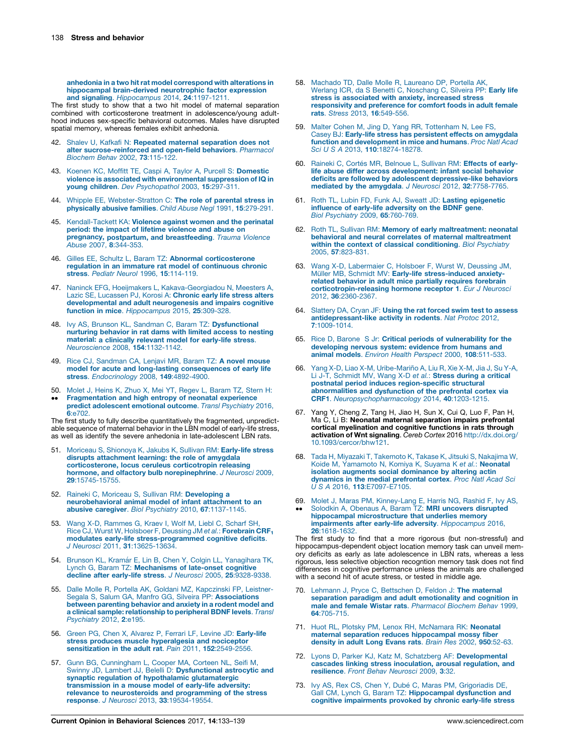**anhedonia in a two hit rat model correspond with alterations in hippocampal brain-derived neurotrophic factor expression and signaling**. *Hippocampus* 2014, **24**:1197-1211.

The first study to show that a two hit model of maternal separation combined with corticosterone treatment in adolescence/young adulthood induces sex-specific behavioral outcomes. Males have disrupted spatial memory, whereas females exhibit anhedonia.

42. Shalev U, Kafkafi N: **Repeated maternal separation does not alter sucrose-reinforced and open-field behaviors**. *Pharmacol Biochem Behav* 2002, **73**:115-122.

43. Koenen KC, Moffitt TE, Caspi A, Taylor A, Purcell S: **Domestic violence is associated with environmental suppression of IQ in young children**. *Dev Psychopathol* 2003, **15**:297-311.

44. Whipple EE, Webster-Stratton C: **The role of parental stress in physically abusive families**. *Child Abuse Negl* 1991, **15**:279-291.

45. Kendall-Tackett KA: **Violence against women and the perinatal period: the impact of lifetime violence and abuse on pregnancy, postpartum, and breastfeeding**. *Trauma Violence Abuse* 2007, **8**:344-353.

46. Gilles EE, Schultz L, Baram TZ: **Abnormal corticosterone regulation in an immature rat model of continuous chronic stress**. *Pediatr Neurol* 1996, **15**:114-119.

47. Naninck EFG, Hoeijmakers L, Kakava-Georgiadou N, Meesters A, Lazic SE, Lucassen PJ, Korosi A: **Chronic early life stress alters developmental and adult neurogenesis and impairs cognitive function in mice**. *Hippocampus* 2015, **25**:309-328.

48. Ivy AS, Brunson KL, Sandman C, Baram TZ: **Dysfunctional nurturing behavior in rat dams with limited access to nesting material: a clinically relevant model for early-life stress**. *Neuroscience* 2008, **154**:1132-1142.

49. Rice CJ, Sandman CA, Lenjavi MR, Baram TZ: **A novel mouse model for acute and long-lasting consequences of early life stress**. *Endocrinology* 2008, **149**:4892-4900.

50. •• Molet J, Heins K, Zhuo X, Mei YT, Regev L, Baram TZ, Stern H: **Fragmentation and high entropy of neonatal experience predict adolescent emotional outcome**. *Transl Psychiatry* 2016, **6**:e702.

The first study to fully describe quantitatively the fragmented, unpredictable sequence of maternal behavior in the LBN model of early-life stress, as well as identify the severe anhedonia in late-adolescent LBN rats.

51. Moriceau S, Shionoya K, Jakubs K, Sullivan RM: **Early-life stress disrupts attachment learning: the role of amygdala corticosterone, locus ceruleus corticotropin releasing hormone, and olfactory bulb norepinephrine**. *J Neurosci* 2009, **29**:15745-15755.

52. Raineki C, Moriceau S, Sullivan RM: **Developing a neurobehavioral animal model of infant attachment to an abusive caregiver**. *Biol Psychiatry* 2010, **67**:1137-1145.

53. Wang X-D, Rammes G, Kraev I, Wolf M, Liebl C, Scharf SH, Rice CJ, Wurst W, Holsboer F, Deussing JM *et al.*: **Forebrain $CRF_1$ modulates early-life stress-programmed cognitive deficits**. *J Neurosci* 2011, **31**:13625-13634.

54. Brunson KL, Kramár E, Lin B, Chen Y, Colgin LL, Yanagihara TK, Lynch G, Baram TZ: **Mechanisms of late-onset cognitive decline after early-life stress**. *J Neurosci* 2005, **25**:9328-9338.

55. Dalle Molle R, Portella AK, Goldani MZ, Kapczinski FP, Leistner-Segala S, Salum GA, Manfro GG, Silveira PP: **Associations between parenting behavior and anxiety in a rodent model and a clinical sample: relationship to peripheral BDNF levels**. *Transl Psychiatry* 2012, **2**:e195.

56. Green PG, Chen X, Alvarez P, Ferrari LF, Levine JD: **Early-life stress produces muscle hyperalgesia and nociceptor sensitization in the adult rat**. *Pain* 2011, **152**:2549-2556.

57. Gunn BG, Cunningham L, Cooper MA, Corteen NL, Seifi M, Swinny JD, Lambert JJ, Belelli D: **Dysfunctional astrocytic and synaptic regulation of hypothalamic glutamatergic transmission in a mouse model of early-life adversity: relevance to neurosteroids and programming of the stress response**. *J Neurosci* 2013, **33**:19534-19554.

58. Machado TD, Dalle Molle R, Laureano DP, Portella AK, Werlang ICR, da S Benetti C, Noschang C, Silveira PP: **Early life stress is associated with anxiety, increased stress responsivity and preference for comfort foods in adult female rats**. *Stress* 2013, **16**:549-556.

59. Malter Cohen M, Jing D, Yang RR, Tottenham N, Lee FS, Casey BJ: **Early-life stress has persistent effects on amygdala function and development in mice and humans**. *Proc Natl Acad Sci U S A* 2013, **110**:18274-18278.

60. Raineki C, Cortés MR, Belnoue L, Sullivan RM: **Effects of early-life abuse differ across development: infant social behavior deficits are followed by adolescent depressive-like behaviors mediated by the amygdala**. *J Neurosci* 2012, **32**:7758-7765.

61. Roth TL, Lubin FD, Funk AJ, Sweatt JD: **Lasting epigenetic influence of early-life adversity on the BDNF gene**. *Biol Psychiatry* 2009, **65**:760-769.

62. Roth TL, Sullivan RM: **Memory of early maltreatment: neonatal behavioral and neural correlates of maternal maltreatment within the context of classical conditioning**. *Biol Psychiatry* 2005, **57**:823-831.

63. Wang X-D, Labermaier C, Holsboer F, Wurst W, Deussing JM, Müller MB, Schmidt MV: **Early-life stress-induced anxiety-related behavior in adult mice partially requires forebrain corticotropin-releasing hormone receptor 1**. *Eur J Neurosci* 2012, **36**:2360-2367.

64. Slattery DA, Cryan JF: **Using the rat forced swim test to assess antidepressant-like activity in rodents**. *Nat Protoc* 2012, **7**:1009-1014.

65. Rice D, Barone S Jr: **Critical periods of vulnerability for the developing nervous system: evidence from humans and animal models**. *Environ Health Perspect* 2000, **108**:511-533.

66. Yang X-D, Liao X-M, Uribe-Mariño A, Liu R, Xie X-M, Jia J, Su Y-A, Li J-T, Schmidt MV, Wang X-D *et al.*: **Stress during a critical postnatal period induces region-specific structural abnormalities and dysfunction of the prefrontal cortex via CRF1**. *Neuropsychopharmacology* 2014, **40**:1203-1215.

67. Yang Y, Cheng Z, Tang H, Jiao H, Sun X, Cui Q, Luo F, Pan H, Ma C, Li B: **Neonatal maternal separation impairs prefrontal cortical myelination and cognitive functions in rats through activation of Wnt signaling**. *Cereb Cortex* 2016 http://dx.doi.org/10.1093/cercor/bhw121.

68. Tada H, Miyazaki T, Takemoto K, Takase K, Jitsuki S, Nakajima W, Koide M, Yamamoto N, Komiya K, Suyama K *et al.*: **Neonatal isolation augments social dominance by altering actin dynamics in the medial prefrontal cortex**. *Proc Natl Acad Sci U S A* 2016, **113**:E7097-E7105.

69. •• Molet J, Maras PM, Kinney-Lang E, Harris NG, Rashid F, Ivy AS, Solodkin A, Obenaus A, Baram TZ: **MRI uncovers disrupted hippocampal microstructure that underlies memory impairments after early-life adversity**. *Hippocampus* 2016, **26**:1618-1632.

The first study to find that a more rigorous (but non-stressful) and hippocampus-dependent object location memory task can unveil memory deficits as early as late adolescence in LBN rats, whereas a less rigorous, less selective objection recogntion memory task does not find differences in cognitive performance unless the animals are challenged with a second hit of acute stress, or tested in middle age.

70. Lehmann J, Pryce C, Bettschen D, Feldon J: **The maternal separation paradigm and adult emotionality and cognition in male and female Wistar rats**. *Pharmacol Biochem Behav* 1999, **64**:705-715.

71. Huot RL, Plotsky PM, Lenox RH, McNamara RK: **Neonatal maternal separation reduces hippocampal mossy fiber density in adult Long Evans rats**. *Brain Res* 2002, **950**:52-63.

72. Lyons D, Parker KJ, Katz M, Schatzberg AF: **Developmental cascades linking stress inoculation, arousal regulation, and resilience**. *Front Behav Neurosci* 2009, **3**:32.

73. Ivy AS, Rex CS, Chen Y, Dubé C, Maras PM, Grigoriadis DE, Gall CM, Lynch G, Baram TZ: **Hippocampal dysfunction and cognitive impairments provoked by chronic early-life stress**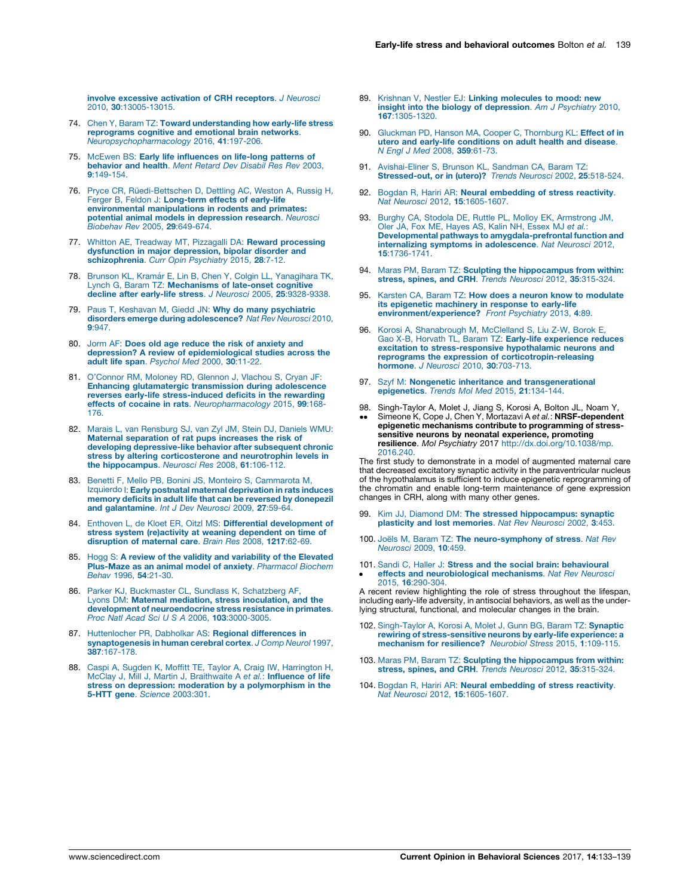**involve excessive activation of CRH receptors**. *J Neurosci* 2010, **30**:13005-13015.

74. Chen Y, Baram TZ: **Toward understanding how early-life stress reprograms cognitive and emotional brain networks**. *Neuropsychopharmacology* 2016, **41**:197-206.

75. McEwen BS: **Early life influences on life-long patterns of behavior and health**. *Ment Retard Dev Disabil Res Rev* 2003, **9**:149-154.

76. Pryce CR, Rüedi-Bettschen D, Dettling AC, Weston A, Russig H, Ferger B, Feldon J: **Long-term effects of early-life environmental manipulations in rodents and primates: potential animal models in depression research**. *Neurosci Biobehav Rev* 2005, **29**:649-674.

77. Whitton AE, Treadway MT, Pizzagalli DA: **Reward processing dysfunction in major depression, bipolar disorder and schizophrenia**. *Curr Opin Psychiatry* 2015, **28**:7-12.

78. Brunson KL, Kramár E, Lin B, Chen Y, Colgin LL, Yanagihara TK, Lynch G, Baram TZ: **Mechanisms of late-onset cognitive decline after early-life stress**. *J Neurosci* 2005, **25**:9328-9338.

79. Paus T, Keshavan M, Giedd JN: **Why do many psychiatric disorders emerge during adolescence?** *Nat Rev Neurosci* 2010, **9**:947.

80. Jorm AF: **Does old age reduce the risk of anxiety and depression? A review of epidemiological studies across the adult life span**. *Psychol Med* 2000, **30**:11-22.

81. O'Connor RM, Moloney RD, Glennon J, Vlachou S, Cryan JF: **Enhancing glutamatergic transmission during adolescence reverses early-life stress-induced deficits in the rewarding effects of cocaine in rats**. *Neuropharmacology* 2015, **99**:168-176.

82. Marais L, van Rensburg SJ, van Zyl JM, Stein DJ, Daniels WMU: **Maternal separation of rat pups increases the risk of developing depressive-like behavior after subsequent chronic stress by altering corticosterone and neurotrophin levels in the hippocampus**. *Neurosci Res* 2008, **61**:106-112.

83. Benetti F, Mello PB, Bonini JS, Monteiro S, Cammarota M, Izquierdo I: **Early postnatal maternal deprivation in rats induces memory deficits in adult life that can be reversed by donepezil and galantamine**. *Int J Dev Neurosci* 2009, **27**:59-64.

84. Enthoven L, de Kloet ER, Oitzl MS: **Differential development of stress system (re)activity at weaning dependent on time of disruption of maternal care**. *Brain Res* 2008, **1217**:62-69.

85. Hogg S: **A review of the validity and variability of the Elevated Plus-Maze as an animal model of anxiety**. *Pharmacol Biochem Behav* 1996, **54**:21-30.

86. Parker KJ, Buckmaster CL, Sundlass K, Schatzberg AF, Lyons DM: **Maternal mediation, stress inoculation, and the development of neuroendocrine stress resistance in primates**. *Proc Natl Acad Sci U S A* 2006, **103**:3000-3005.

87. Huttenlocher PR, Dabholkar AS: **Regional differences in synaptogenesis in human cerebral cortex**. *J Comp Neurol* 1997, **387**:167-178.

88. Caspi A, Sugden K, Moffitt TE, Taylor A, Craig IW, Harrington H, McClay J, Mill J, Martin J, Braithwaite A *et al.*: **Influence of life stress on depression: moderation by a polymorphism in the 5-HTT gene**. *Science* 2003:301.

89. Krishnan V, Nestler EJ: **Linking molecules to mood: new insight into the biology of depression**. *Am J Psychiatry* 2010, **167**:1305-1320.

90. Gluckman PD, Hanson MA, Cooper C, Thornburg KL: **Effect of in utero and early-life conditions on adult health and disease**. *N Engl J Med* 2008, **359**:61-73.

91. Avishai-Eliner S, Brunson KL, Sandman CA, Baram TZ: **Stressed-out, or in (utero)?** *Trends Neurosci* 2002, **25**:518-524.

92. Bogdan R, Hariri AR: **Neural embedding of stress reactivity**. *Nat Neurosci* 2012, **15**:1605-1607.

93. Burghy CA, Stodola DE, Ruttle PL, Molloy EK, Armstrong JM, Oler JA, Fox ME, Hayes AS, Kalin NH, Essex MJ *et al.*: **Developmental pathways to amygdala-prefrontal function and internalizing symptoms in adolescence**. *Nat Neurosci* 2012, **15**:1736-1741.

94. Maras PM, Baram TZ: **Sculpting the hippocampus from within: stress, spines, and CRH**. *Trends Neurosci* 2012, **35**:315-324.

95. Karsten CA, Baram TZ: **How does a neuron know to modulate its epigenetic machinery in response to early-life environment/experience?** *Front Psychiatry* 2013, **4**:89.

96. Korosi A, Shanabrough M, McClelland S, Liu Z-W, Borok E, Gao X-B, Horvath TL, Baram TZ: **Early-life experience reduces excitation to stress-responsive hypothalamic neurons and reprograms the expression of corticotropin-releasing hormone**. *J Neurosci* 2010, **30**:703-713.

97. Szyf M: **Nongenetic inheritance and transgenerational epigenetics**. *Trends Mol Med* 2015, **21**:134-144.

98. •• Singh-Taylor A, Molet J, Jiang S, Korosi A, Bolton JL, Noam Y, Simeone K, Cope J, Chen Y, Mortazavi A *et al.*: **NRSF-dependent epigenetic mechanisms contribute to programming of stress-sensitive neurons by neonatal experience, promoting resilience**. *Mol Psychiatry* 2017 http://dx.doi.org/10.1038/mp.2016.240.

The first study to demonstrate in a model of augmented maternal care that decreased excitatory synaptic activity in the paraventricular nucleus of the hypothalamus is sufficient to induce epigenetic reprogramming of the chromatin and enable long-term maintenance of gene expression changes in CRH, along with many other genes.

99. Kim JJ, Diamond DM: **The stressed hippocampus: synaptic plasticity and lost memories**. *Nat Rev Neurosci* 2002, **3**:453.

100. Joëls M, Baram TZ: **The neuro-symphony of stress**. *Nat Rev Neurosci* 2009, **10**:459.

101. • Sandi C, Haller J: **Stress and the social brain: behavioural effects and neurobiological mechanisms**. *Nat Rev Neurosci* 2015, **16**:290-304.

A recent review highlighting the role of stress throughout the lifespan, including early-life adversity, in antisocial behaviors, as well as the underlying structural, functional, and molecular changes in the brain.

102. Singh-Taylor A, Korosi A, Molet J, Gunn BG, Baram TZ: **Synaptic rewiring of stress-sensitive neurons by early-life experience: a mechanism for resilience?** *Neurobiol Stress* 2015, **1**:109-115.

103. Maras PM, Baram TZ: **Sculpting the hippocampus from within: stress, spines, and CRH**. *Trends Neurosci* 2012, **35**:315-324.

104. Bogdan R, Hariri AR: **Neural embedding of stress reactivity**. *Nat Neurosci* 2012, **15**:1605-1607.